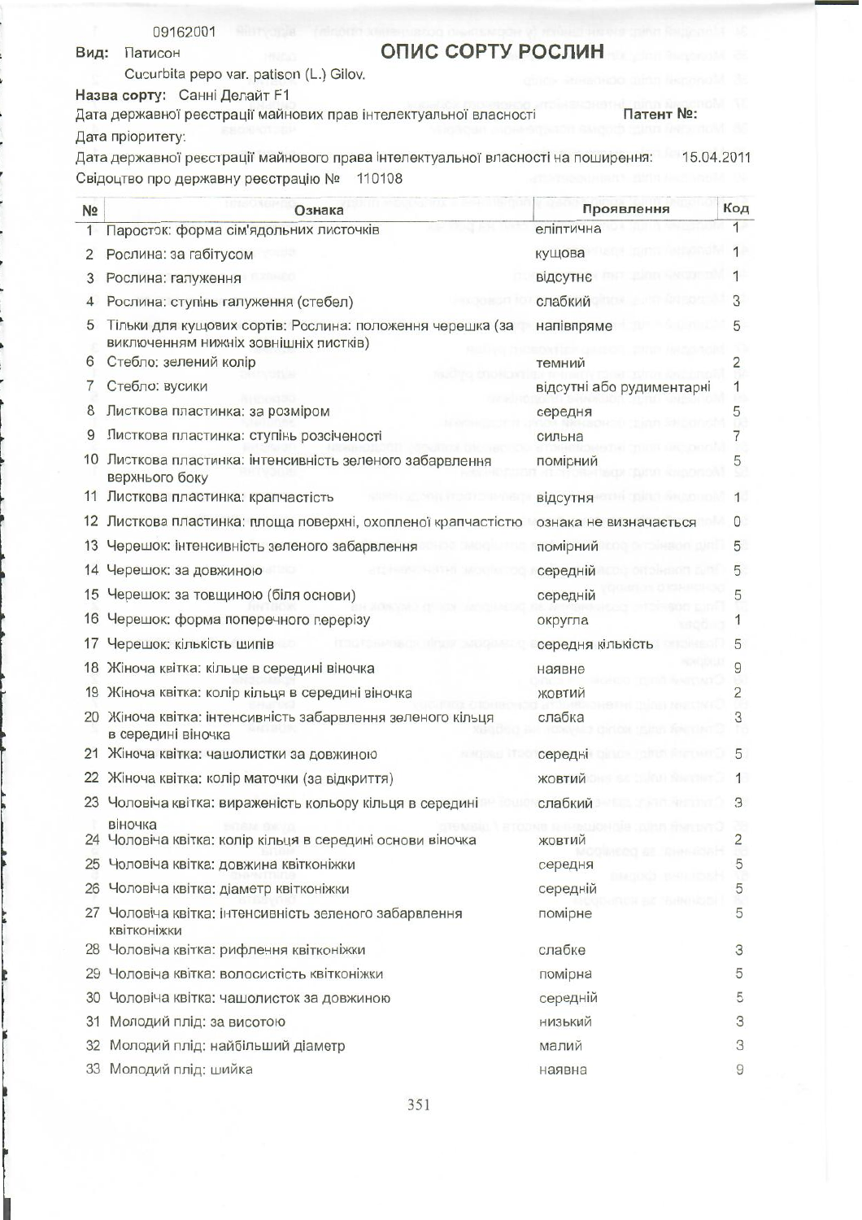09162001

**Вид:** Патисон

# ОПИС СОРТУ РОСЛИН

Cucurbita pepo var. patison (L.) Gilov.

**Назва сорту:** Санні Делайт F1

Дата державної реєстрації майнових прав інтелектуальної власності **Патент №:**

Дата пріоритету:

Дата державної реєстрації майнового права інтелектуальної власності на поширення: 15.04.2011

Свідоцтво про державну реєстрацію № 110108

| № | Ознака | Прояв­лення | Код |
|---|---|---|---|
| 1 | Паросток: форма сім'ядольних листочків | еліптична | 1 |
| 2 | Рослина: за габітусом | кущова | 1 |
| 3 | Рослина: галуження | відсутнє | 1 |
| 4 | Рослина: ступінь галуження (стебел) | слабкий | 3 |
| 5 | Тільки для кущових сортів: Рослина: положення черешка (за виключенням нижніх зовнішніх листків) | напівпряме | 5 |
| 6 | Стебло: зелений колір | темний | 2 |
| 7 | Стебло: вусики | відсутні або рудиментарні | 1 |
| 8 | Листкова пластинка: за розміром | середня | 5 |
| 9 | Листкова пластинка: ступінь розсіченості | сильна | 7 |
| 10 | Листкова пластинка: інтенсивність зеленого забарвлення верхнього боку | помірний | 5 |
| 11 | Листкова пластинка: крапчастість | відсутня | 1 |
| 12 | Листкова пластинка: площа поверхні, охопленої крапчастістю | ознака не визначається | 0 |
| 13 | Черешок: інтенсивність зеленого забарвлення | помірний | 5 |
| 14 | Черешок: за довжиною | середній | 5 |
| 15 | Черешок: за товщиною (біля основи) | середній | 5 |
| 16 | Черешок: форма поперечного перерізу | округла | 1 |
| 17 | Черешок: кількість шипів | середня кількість | 5 |
| 18 | Жіноча квітка: кільце в середині віночка | наявне | 9 |
| 19 | Жіноча квітка: колір кільця в середині віночка | жовтий | 2 |
| 20 | Жіноча квітка: інтенсивність забарвлення зеленого кільця в середині віночка | слабка | 3 |
| 21 | Жіноча квітка: чашолистки за довжиною | середні | 5 |
| 22 | Жіноча квітка: колір маточки (за відкриття) | жовтий | 1 |
| 23 | Чоловіча квітка: виразеність кольору кільця в середині віночка | слабкий | 3 |
| 24 | Чоловіча квітка: колір кільця в середині основи віночка | жовтий | 2 |
| 25 | Чоловіча квітка: довжина квітконіжки | середня | 5 |
| 26 | Чоловіча квітка: діаметр квітконіжки | середній | 5 |
| 27 | Чоловіча квітка: інтенсивність зеленого забарвлення квітконіжки | помірне | 5 |
| 28 | Чоловіча квітка: рифлення квітконіжки | слабке | 3 |
| 29 | Чоловіча квітка: волосистість квітконіжки | помірна | 5 |
| 30 | Чоловіча квітка: чашолисток за довжиною | середній | 5 |
| 31 | Молодий плід: за висотою | низький | 3 |
| 32 | Молодий плід: найбільший діаметр | малий | 3 |
| 33 | Молодий плід: шийка | наявна | 9 |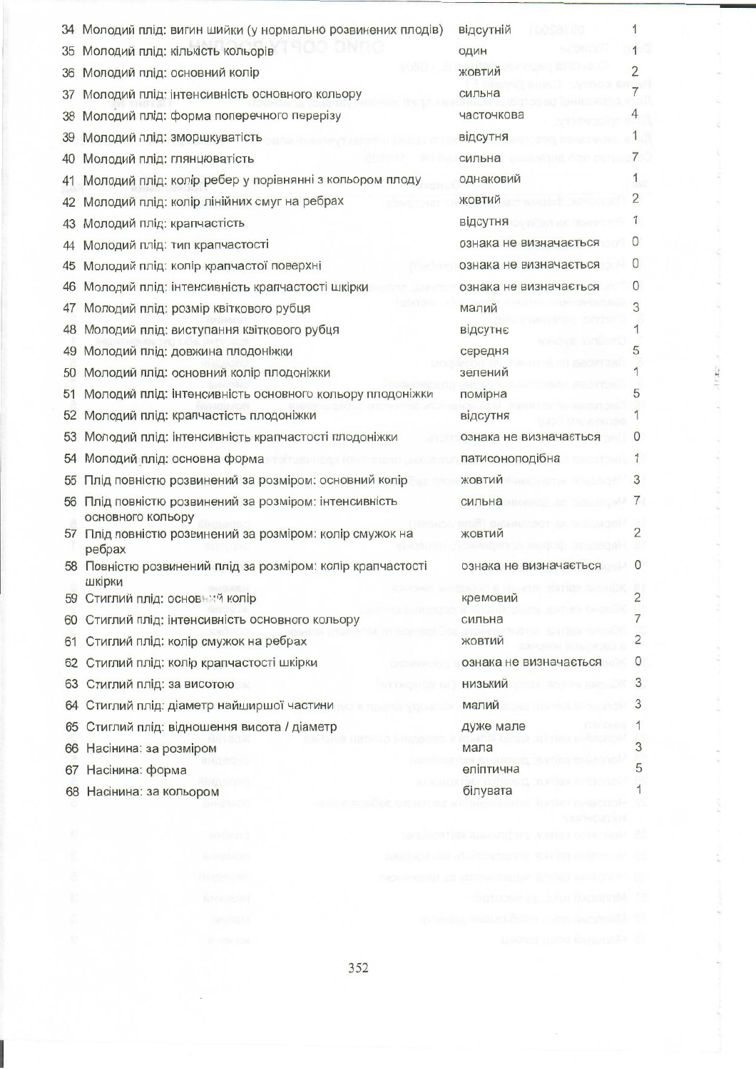| | | | |
|---|---|---|---|
| 34 | Молодий плід: вигин шийки (у нормально розвинених плодів) | відсутній | 1 |
| 35 | Молодий плід: кількість кольорів | один | 1 |
| 36 | Молодий плід: основний колір | жовтий | 2 |
| 37 | Молодий плід: інтенсивність основного кольору | сильна | 7 |
| 38 | Молодий плід: форма поперечного перерізу | часточкова | 4 |
| 39 | Молодий плід: зморшкуватість | відсутня | 1 |
| 40 | Молодий плід: глянцюватість | сильна | 7 |
| 41 | Молодий плід: колір ребер у порівнянні з кольором плоду | однаковий | 1 |
| 42 | Молодий плід: колір лінійних смуг на ребрах | жовтий | 2 |
| 43 | Молодий плід: крапчастість | відсутня | 1 |
| 44 | Молодий плід: тип крапчастості | ознака не визначається | 0 |
| 45 | Молодий плід: колір крапчастої поверхні | ознака не визначається | 0 |
| 46 | Молодий плід: інтенсивність крапчастості шкірки | ознака не визначається | 0 |
| 47 | Молодий плід: розмір квіткового рубця | малий | 3 |
| 48 | Молодий плід: виступання квіткового рубця | відсутнє | 1 |
| 49 | Молодий плід: довжина плодоніжки | середня | 5 |
| 50 | Молодий плід: основний колір плодоніжки | зелений | 1 |
| 51 | Молодий плід: інтенсивність основного кольору плодоніжки | помірна | 5 |
| 52 | Молодий плід: крапчастість плодоніжки | відсутня | 1 |
| 53 | Молодий плід: інтенсивність крапчастості плодоніжки | ознака не визначається | 0 |
| 54 | Молодий плід: основна форма | патисоноподібна | 1 |
| 55 | Плід повністю розвинений за розміром: основний колір | жовтий | 3 |
| 56 | Плід повністю розвинений за розміром: інтенсивність основного кольору | сильна | 7 |
| 57 | Плід повністю розвинений за розміром: колір смужок на ребрах | жовтий | 2 |
| 58 | Повністю розвинений плід за розміром: колір крапчастості шкірки | ознака не визначається | 0 |
| 59 | Стиглий плід: основний колір | кремовий | 2 |
| 60 | Стиглий плід: інтенсивність основного кольору | сильна | 7 |
| 61 | Стиглий плід: колір смужок на ребрах | жовтий | 2 |
| 62 | Стиглий плід: колір крапчастості шкірки | ознака не визначається | 0 |
| 63 | Стиглий плід: за висотою | низький | 3 |
| 64 | Стиглий плід: діаметр найширшої частини | малий | 3 |
| 65 | Стиглий плід: відношення висота / діаметр | дуже мале | 1 |
| 66 | Насінина: за розміром | мала | 3 |
| 67 | Насінина: форма | еліптична | 5 |
| 68 | Насінина: за кольором | білувата | 1 |